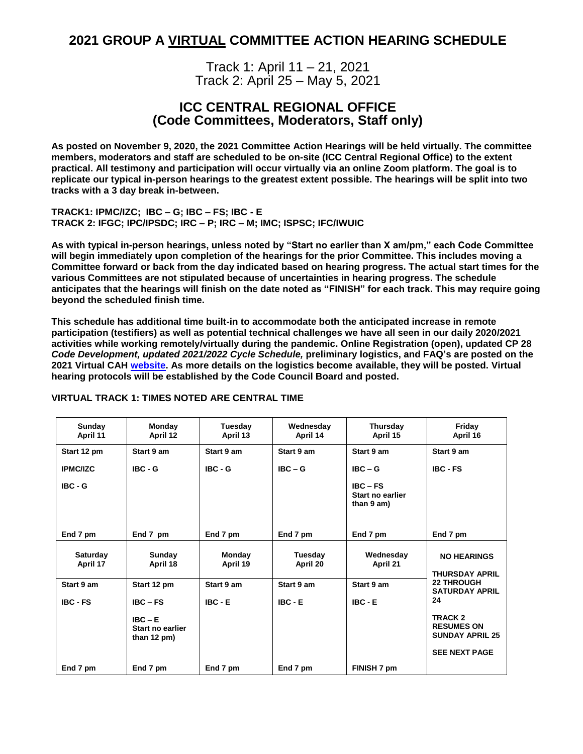# 2021 GROUP A VIRTUAL COMMITTEE ACTION HEARING SCHEDULE

Track 1: April 11 – 21, 2021
Track 2: April 25 – May 5, 2021

## ICC CENTRAL REGIONAL OFFICE (Code Committees, Moderators, Staff only)

**As posted on November 9, 2020, the 2021 Committee Action Hearings will be held virtually. The committee members, moderators and staff are scheduled to be on-site (ICC Central Regional Office) to the extent practical. All testimony and participation will occur virtually via an online Zoom platform. The goal is to replicate our typical in-person hearings to the greatest extent possible. The hearings will be split into two tracks with a 3 day break in-between.**

**TRACK1: IPMC/IZC; IBC – G; IBC – FS; IBC - E**
**TRACK 2: IFGC; IPC/IPSDC; IRC – P; IRC – M; IMC; ISPSC; IFC/IWUIC**

**As with typical in-person hearings, unless noted by "Start no earlier than X am/pm," each Code Committee will begin immediately upon completion of the hearings for the prior Committee. This includes moving a Committee forward or back from the day indicated based on hearing progress. The actual start times for the various Committees are not stipulated because of uncertainties in hearing progress. The schedule anticipates that the hearings will finish on the date noted as "FINISH" for each track. This may require going beyond the scheduled finish time.**

**This schedule has additional time built-in to accommodate both the anticipated increase in remote participation (testifiers) as well as potential technical challenges we have all seen in our daily 2020/2021 activities while working remotely/virtually during the pandemic. Online Registration (open), updated CP 28 *Code Development, updated 2021/2022 Cycle Schedule,* preliminary logistics, and FAQ's are posted on the 2021 Virtual CAH website. As more details on the logistics become available, they will be posted. Virtual hearing protocols will be established by the Code Council Board and posted.**

**VIRTUAL TRACK 1: TIMES NOTED ARE CENTRAL TIME**

| Sunday April 11 | Monday April 12 | Tuesday April 13 | Wednesday April 14 | Thursday April 15 | Friday April 16 |
|---|---|---|---|---|---|
| Start 12 pm | Start 9 am | Start 9 am | Start 9 am | Start 9 am | Start 9 am |
| IPMC/IZC | IBC - G | IBC - G | IBC – G | IBC – G | IBC - FS |
| IBC - G | | | | IBC – FS Start no earlier than 9 am) | |
| End 7 pm | End 7 pm | End 7 pm | End 7 pm | End 7 pm | End 7 pm |
| **Saturday April 17** | **Sunday April 18** | **Monday April 19** | **Tuesday April 20** | **Wednesday April 21** | **NO HEARINGS** |
| Start 9 am | Start 12 pm | Start 9 am | Start 9 am | Start 9 am | THURSDAY APRIL 22 THROUGH SATURDAY APRIL 24 |
| IBC - FS | IBC – FS | IBC - E | IBC - E | IBC - E | |
| | IBC – E Start no earlier than 12 pm) | | | | TRACK 2 RESUMES ON SUNDAY APRIL 25 |
| | | | | | SEE NEXT PAGE |
| End 7 pm | End 7 pm | End 7 pm | End 7 pm | FINISH 7 pm | |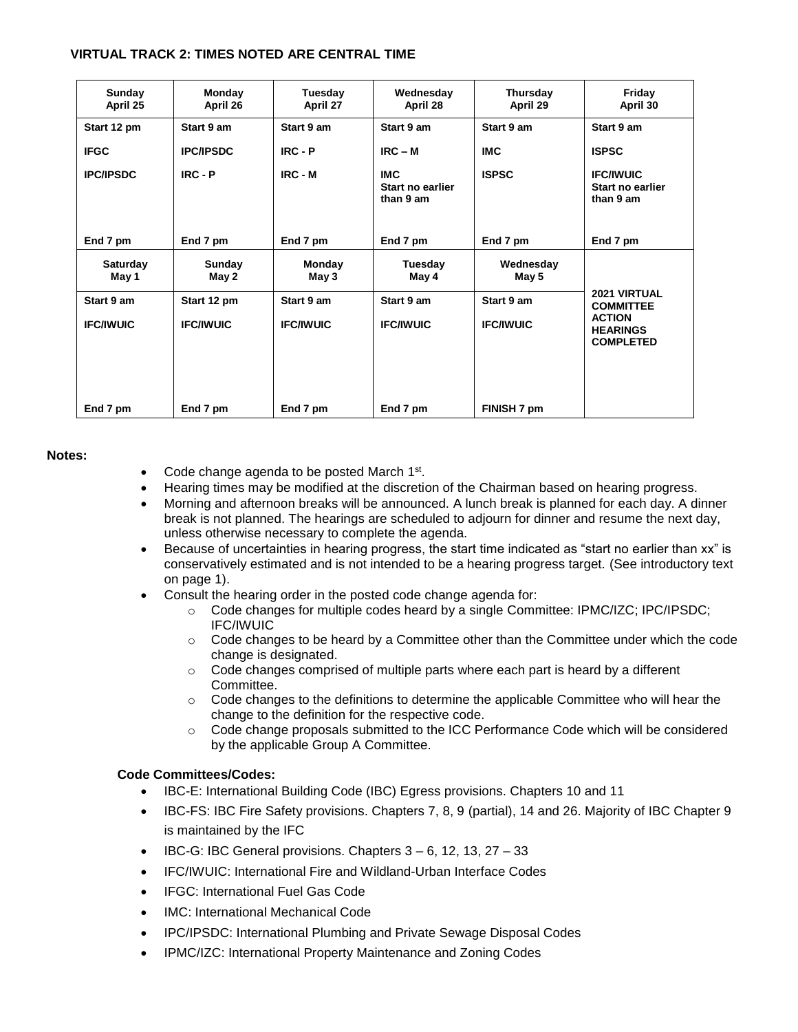**VIRTUAL TRACK 2: TIMES NOTED ARE CENTRAL TIME**

| Sunday April 25 | Monday April 26 | Tuesday April 27 | Wednesday April 28 | Thursday April 29 | Friday April 30 |
|---|---|---|---|---|---|
| Start 12 pm<br>IFGC<br>IPC/IPSDC<br>End 7 pm | Start 9 am<br>IPC/IPSDC<br>IRC - P<br>End 7 pm | Start 9 am<br>IRC - P<br>IRC - M<br>End 7 pm | Start 9 am<br>IRC – M<br>IMC Start no earlier than 9 am<br>End 7 pm | Start 9 am<br>IMC<br>ISPSC<br>End 7 pm | Start 9 am<br>ISPSC<br>IFC/IWUIC Start no earlier than 9 am<br>End 7 pm |
| **Saturday May 1** | **Sunday May 2** | **Monday May 3** | **Tuesday May 4** | **Wednesday May 5** | |
| Start 9 am<br>IFC/IWUIC<br>End 7 pm | Start 12 pm<br>IFC/IWUIC<br>End 7 pm | Start 9 am<br>IFC/IWUIC<br>End 7 pm | Start 9 am<br>IFC/IWUIC<br>End 7 pm | Start 9 am<br>IFC/IWUIC<br>FINISH 7 pm | 2021 VIRTUAL COMMITTEE ACTION HEARINGS COMPLETED |

**Notes:**

- Code change agenda to be posted March 1st.
- Hearing times may be modified at the discretion of the Chairman based on hearing progress.
- Morning and afternoon breaks will be announced. A lunch break is planned for each day. A dinner break is not planned. The hearings are scheduled to adjourn for dinner and resume the next day, unless otherwise necessary to complete the agenda.
- Because of uncertainties in hearing progress, the start time indicated as "start no earlier than xx" is conservatively estimated and is not intended to be a hearing progress target. (See introductory text on page 1).
- Consult the hearing order in the posted code change agenda for:
  - Code changes for multiple codes heard by a single Committee: IPMC/IZC; IPC/IPSDC; IFC/IWUIC
  - Code changes to be heard by a Committee other than the Committee under which the code change is designated.
  - Code changes comprised of multiple parts where each part is heard by a different Committee.
  - Code changes to the definitions to determine the applicable Committee who will hear the change to the definition for the respective code.
  - Code change proposals submitted to the ICC Performance Code which will be considered by the applicable Group A Committee.

**Code Committees/Codes:**

- IBC-E: International Building Code (IBC) Egress provisions. Chapters 10 and 11
- IBC-FS: IBC Fire Safety provisions. Chapters 7, 8, 9 (partial), 14 and 26. Majority of IBC Chapter 9 is maintained by the IFC
- IBC-G: IBC General provisions. Chapters 3 – 6, 12, 13, 27 – 33
- IFC/IWUIC: International Fire and Wildland-Urban Interface Codes
- IFGC: International Fuel Gas Code
- IMC: International Mechanical Code
- IPC/IPSDC: International Plumbing and Private Sewage Disposal Codes
- IPMC/IZC: International Property Maintenance and Zoning Codes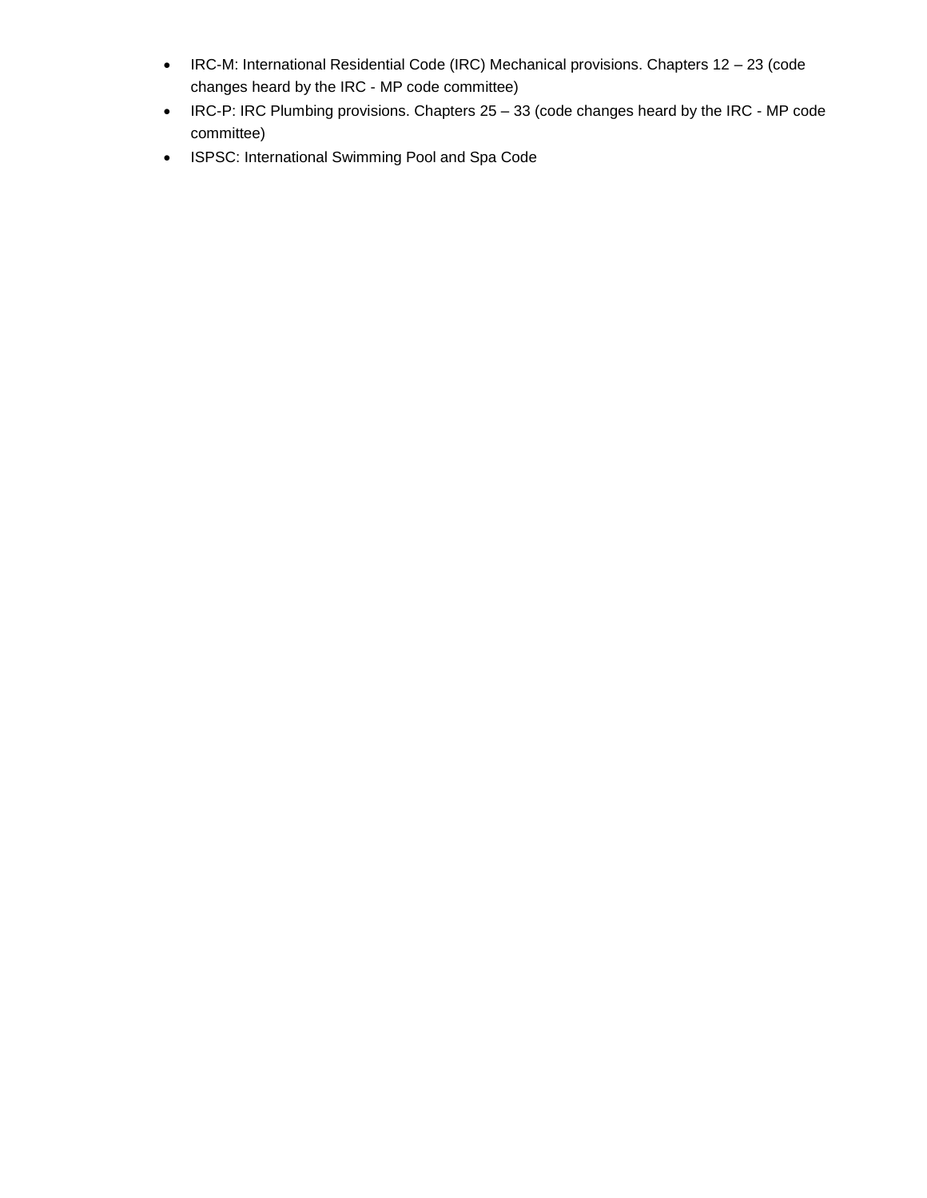- IRC-M: International Residential Code (IRC) Mechanical provisions. Chapters 12 – 23 (code changes heard by the IRC - MP code committee)
- IRC-P: IRC Plumbing provisions. Chapters 25 – 33 (code changes heard by the IRC - MP code committee)
- ISPSC: International Swimming Pool and Spa Code